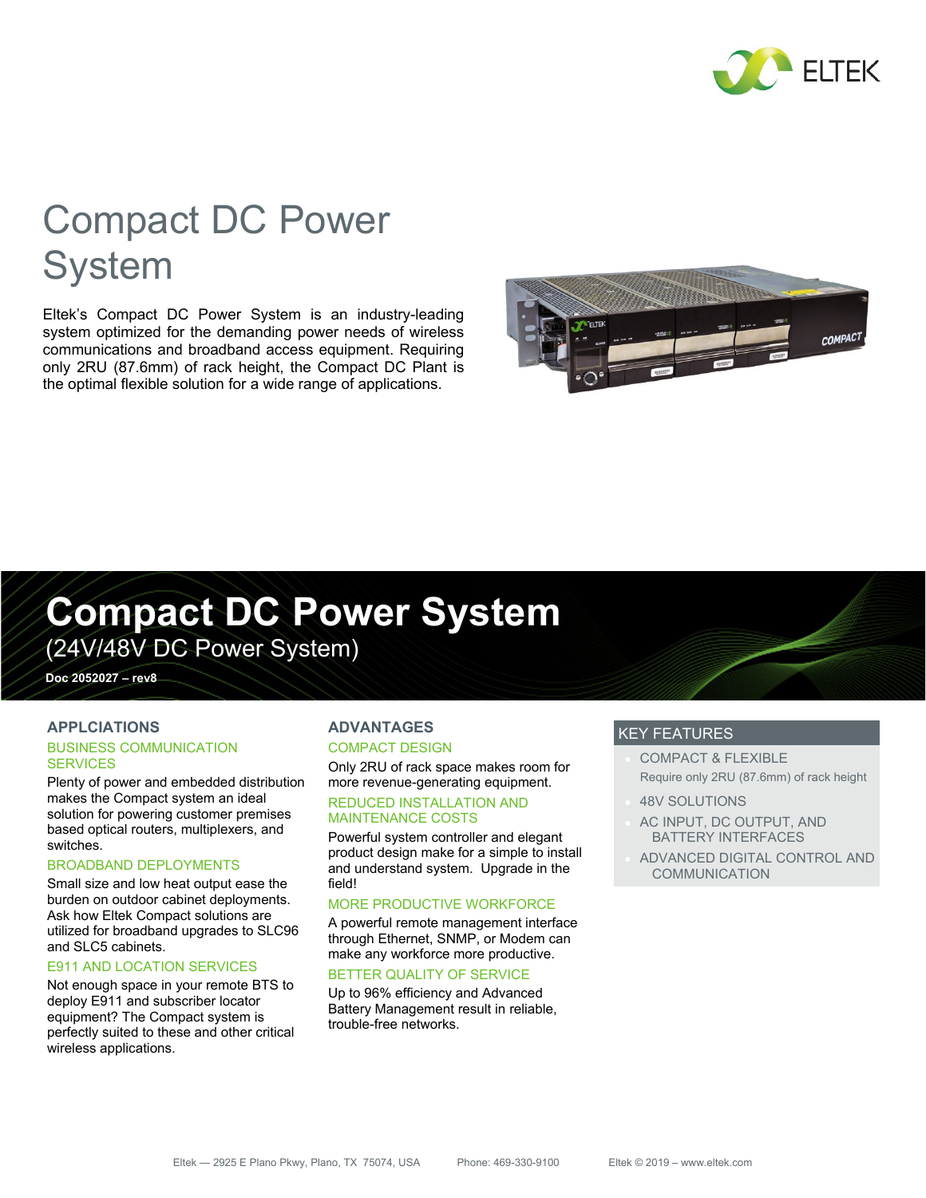# Compact DC Power System

Eltek's Compact DC Power System is an industry-leading system optimized for the demanding power needs of wireless communications and broadband access equipment. Requiring only 2RU (87.6mm) of rack height, the Compact DC Plant is the optimal flexible solution for a wide range of applications.

# Compact DC Power System

(24V/48V DC Power System)

**Doc 2052027 – rev8**

## APPLCIATIONS

### BUSINESS COMMUNICATION SERVICES

Plenty of power and embedded distribution makes the Compact system an ideal solution for powering customer premises based optical routers, multiplexers, and switches.

### BROADBAND DEPLOYMENTS

Small size and low heat output ease the burden on outdoor cabinet deployments. Ask how Eltek Compact solutions are utilized for broadband upgrades to SLC96 and SLC5 cabinets.

### E911 AND LOCATION SERVICES

Not enough space in your remote BTS to deploy E911 and subscriber locator equipment? The Compact system is perfectly suited to these and other critical wireless applications.

## ADVANTAGES

### COMPACT DESIGN

Only 2RU of rack space makes room for more revenue-generating equipment.

### REDUCED INSTALLATION AND MAINTENANCE COSTS

Powerful system controller and elegant product design make for a simple to install and understand system. Upgrade in the field!

### MORE PRODUCTIVE WORKFORCE

A powerful remote management interface through Ethernet, SNMP, or Modem can make any workforce more productive.

### BETTER QUALITY OF SERVICE

Up to 96% efficiency and Advanced Battery Management result in reliable, trouble-free networks.

## KEY FEATURES

- COMPACT & FLEXIBLE
  Require only 2RU (87.6mm) of rack height
- 48V SOLUTIONS
- AC INPUT, DC OUTPUT, AND BATTERY INTERFACES
- ADVANCED DIGITAL CONTROL AND COMMUNICATION

Eltek — 2925 E Plano Pkwy, Plano, TX 75074, USA Phone: 469-330-9100 Eltek © 2019 – www.eltek.com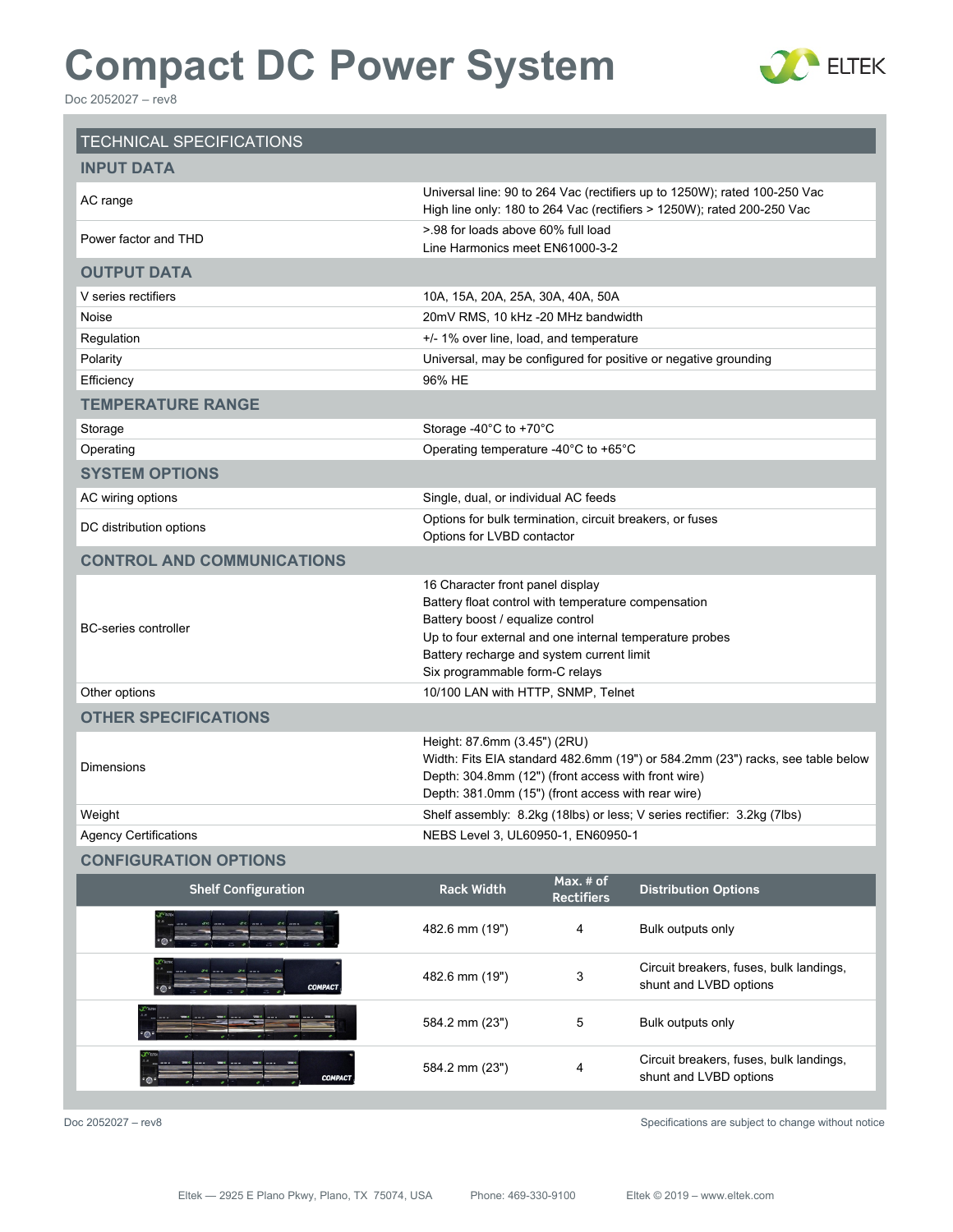# Compact DC Power System

Doc 2052027 – rev8

## TECHNICAL SPECIFICATIONS

### INPUT DATA

| | |
|---|---|
| AC range | Universal line: 90 to 264 Vac (rectifiers up to 1250W); rated 100-250 Vac<br>High line only: 180 to 264 Vac (rectifiers > 1250W); rated 200-250 Vac |
| Power factor and THD | >.98 for loads above 60% full load<br>Line Harmonics meet EN61000-3-2 |

### OUTPUT DATA

| | |
|---|---|
| V series rectifiers | 10A, 15A, 20A, 25A, 30A, 40A, 50A |
| Noise | 20mV RMS, 10 kHz -20 MHz bandwidth |
| Regulation | +/- 1% over line, load, and temperature |
| Polarity | Universal, may be configured for positive or negative grounding |
| Efficiency | 96% HE |

### TEMPERATURE RANGE

| | |
|---|---|
| Storage | Storage -40°C to +70°C |
| Operating | Operating temperature -40°C to +65°C |

### SYSTEM OPTIONS

| | |
|---|---|
| AC wiring options | Single, dual, or individual AC feeds |
| DC distribution options | Options for bulk termination, circuit breakers, or fuses<br>Options for LVBD contactor |

### CONTROL AND COMMUNICATIONS

| | |
|---|---|
| BC-series controller | 16 Character front panel display<br>Battery float control with temperature compensation<br>Battery boost / equalize control<br>Up to four external and one internal temperature probes<br>Battery recharge and system current limit<br>Six programmable form-C relays |
| Other options | 10/100 LAN with HTTP, SNMP, Telnet |

### OTHER SPECIFICATIONS

| | |
|---|---|
| Dimensions | Height: 87.6mm (3.45") (2RU)<br>Width: Fits EIA standard 482.6mm (19") or 584.2mm (23") racks, see table below<br>Depth: 304.8mm (12") (front access with front wire)<br>Depth: 381.0mm (15") (front access with rear wire) |
| Weight | Shelf assembly: 8.2kg (18lbs) or less; V series rectifier: 3.2kg (7lbs) |
| Agency Certifications | NEBS Level 3, UL60950-1, EN60950-1 |

### CONFIGURATION OPTIONS

| Shelf Configuration | Rack Width | Max. # of Rectifiers | Distribution Options |
|---|---|---|---|
| | 482.6 mm (19") | 4 | Bulk outputs only |
| COMPACT | 482.6 mm (19") | 3 | Circuit breakers, fuses, bulk landings, shunt and LVBD options |
| | 584.2 mm (23") | 5 | Bulk outputs only |
| COMPACT | 584.2 mm (23") | 4 | Circuit breakers, fuses, bulk landings, shunt and LVBD options |

Specifications are subject to change without notice

Eltek — 2925 E Plano Pkwy, Plano, TX 75074, USA    Phone: 469-330-9100    Eltek © 2019 – www.eltek.com